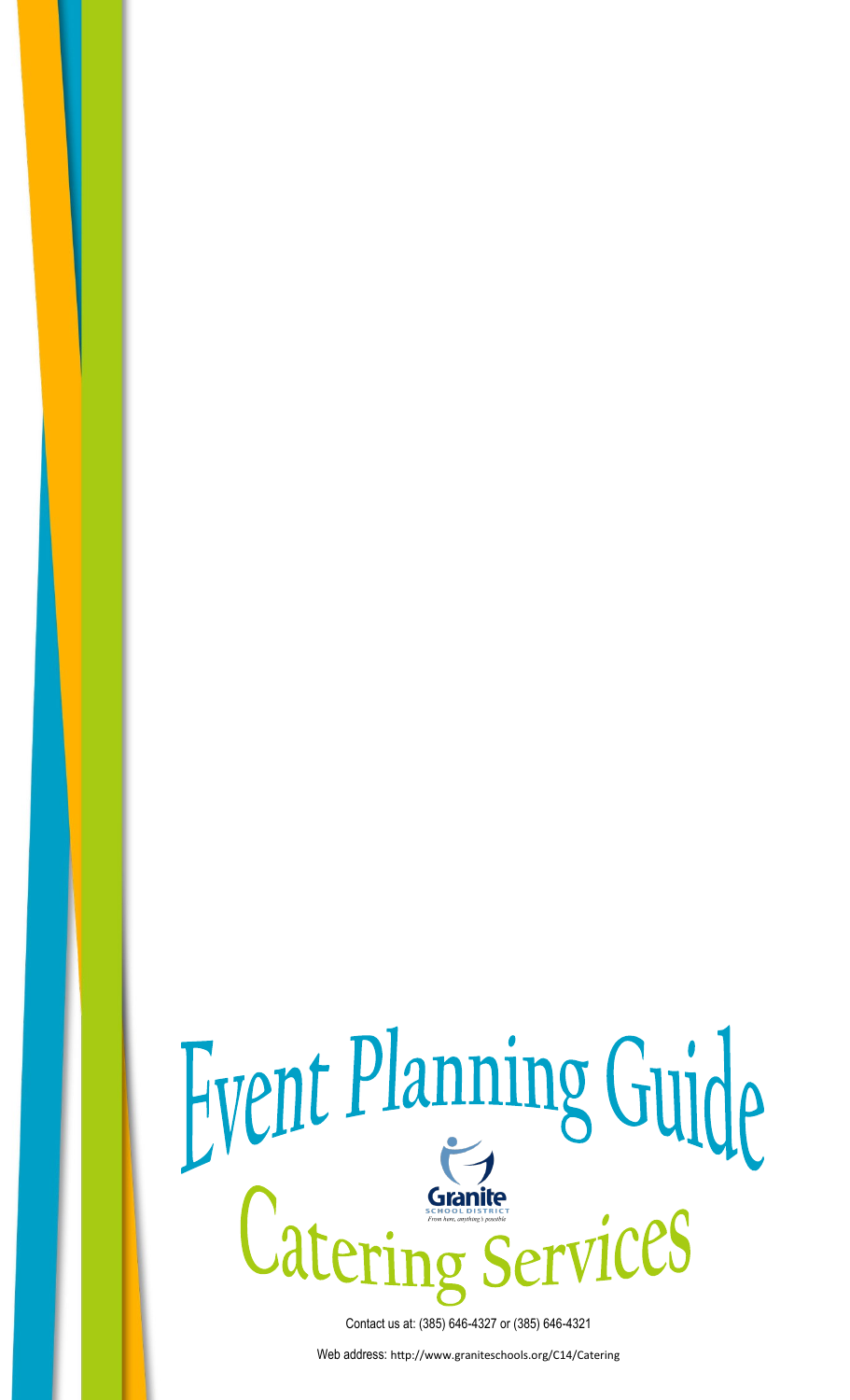# Event Planning Guide

Granite SCHOOL DISTRICT
*From here, anything's possible*

## Catering Services

Contact us at: (385) 646-4327 or (385) 646-4321

Web address: http://www.graniteschools.org/C14/Catering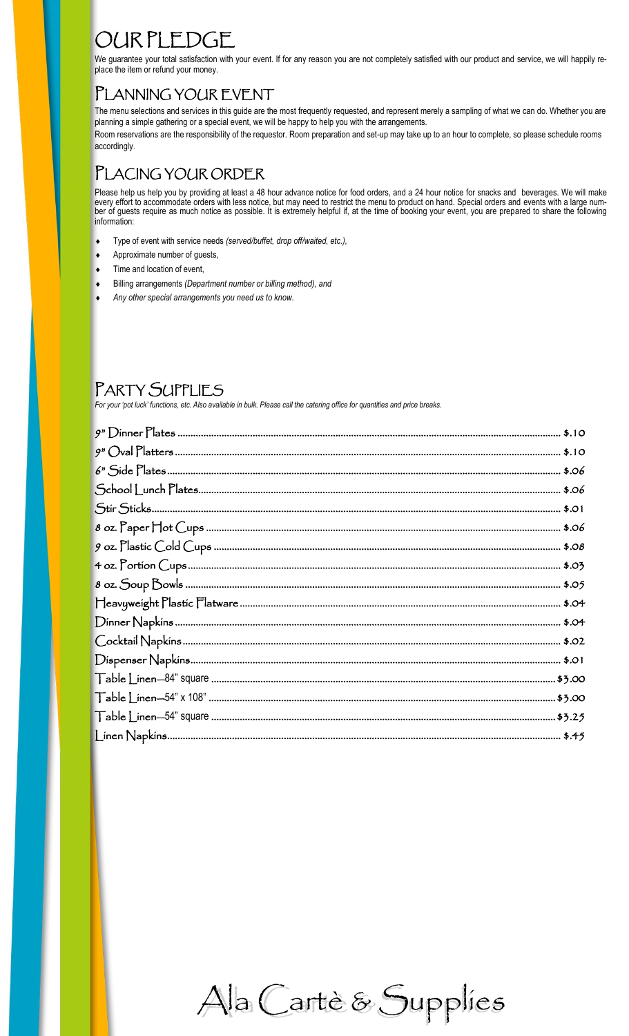# OUR PLEDGE

We guarantee your total satisfaction with your event. If for any reason you are not completely satisfied with our product and service, we will happily replace the item or refund your money.

## PLANNING YOUR EVENT

The menu selections and services in this guide are the most frequently requested, and represent merely a sampling of what we can do. Whether you are planning a simple gathering or a special event, we will be happy to help you with the arrangements.

Room reservations are the responsibility of the requestor. Room preparation and set-up may take up to an hour to complete, so please schedule rooms accordingly.

## PLACING YOUR ORDER

Please help us help you by providing at least a 48 hour advance notice for food orders, and a 24 hour notice for snacks and beverages. We will make every effort to accommodate orders with less notice, but may need to restrict the menu to product on hand. Special orders and events with a large number of guests require as much notice as possible. It is extremely helpful if, at the time of booking your event, you are prepared to share the following information:

- Type of event with service needs *(served/buffet, drop off/waited, etc.),*
- Approximate number of guests,
- Time and location of event,
- Billing arrangements *(Department number or billing method), and*
- *Any other special arrangements you need us to know.*

## PARTY SUPPLIES

*For your 'pot luck' functions, etc. Also available in bulk. Please call the catering office for quantities and price breaks.*

| Item | Price |
|---|---|
| 9" Dinner Plates | $.10 |
| 9" Oval Platters | $.10 |
| 6" Side Plates | $.06 |
| School Lunch Plates | $.06 |
| Stir Sticks | $.01 |
| 8 oz. Paper Hot Cups | $.06 |
| 9 oz. Plastic Cold Cups | $.08 |
| 4 oz. Portion Cups | $.03 |
| 8 oz. Soup Bowls | $.05 |
| Heavyweight Plastic Flatware | $.04 |
| Dinner Napkins | $.04 |
| Cocktail Napkins | $.02 |
| Dispenser Napkins | $.01 |
| Table Linen—84" square | $3.00 |
| Table Linen—54" x 108" | $3.00 |
| Table Linen—54" square | $3.25 |
| Linen Napkins | $.45 |

# Ala Cartè & Supplies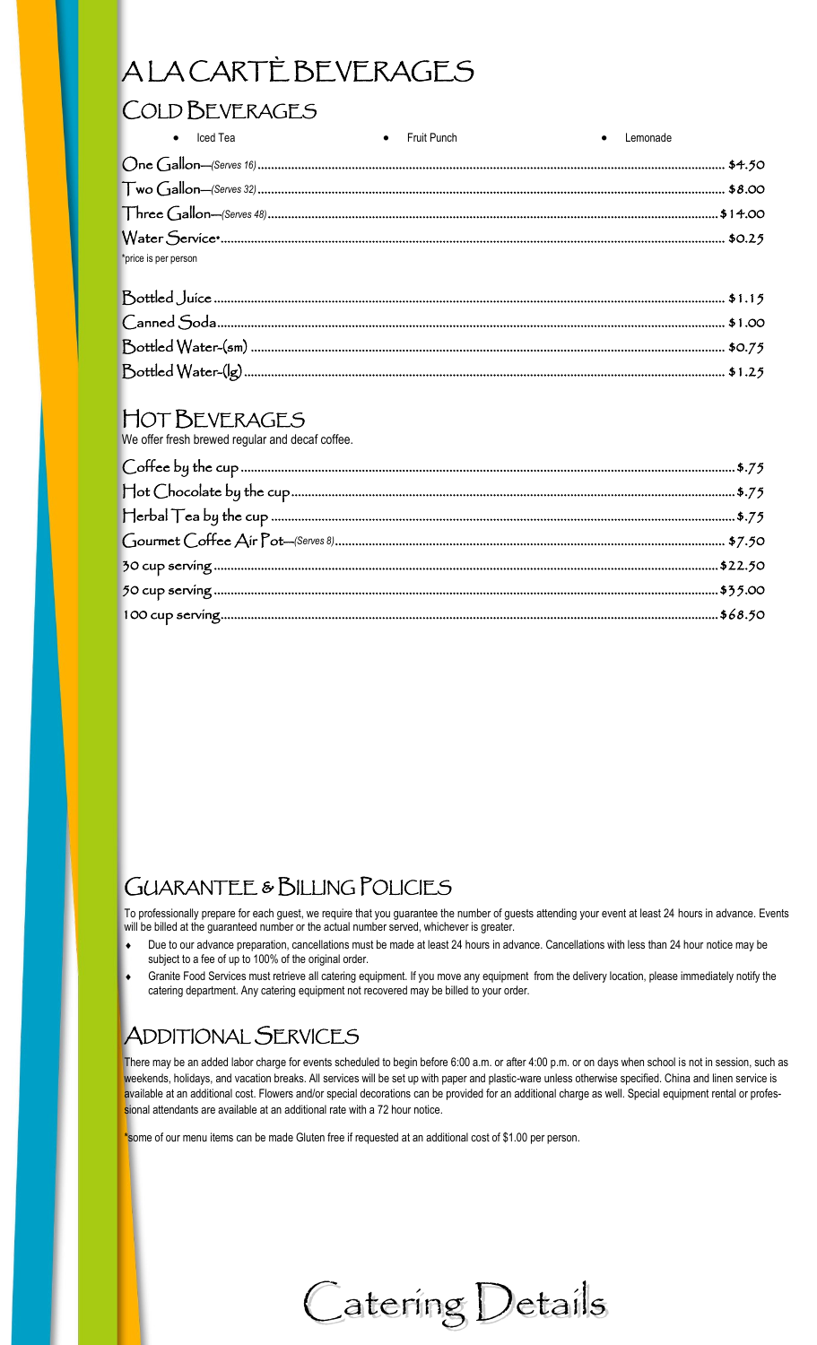# A LA CARTÈ BEVERAGES

## COLD BEVERAGES

- Iced Tea
- Fruit Punch
- Lemonade

| Item | Price |
|---|---|
| One Gallon—*(Serves 16)* | $4.50 |
| Two Gallon—*(Serves 32)* | $8.00 |
| Three Gallon—*(Serves 48)* | $14.00 |
| Water Service* | $0.25 |

*price is per person

| Item | Price |
|---|---|
| Bottled Juice | $1.15 |
| Canned Soda | $1.00 |
| Bottled Water-(sm) | $0.75 |
| Bottled Water-(lg) | $1.25 |

## HOT BEVERAGES

We offer fresh brewed regular and decaf coffee.

| Item | Price |
|---|---|
| Coffee by the cup | $.75 |
| Hot Chocolate by the cup | $.75 |
| Herbal Tea by the cup | $.75 |
| Gourmet Coffee Air Pot—*(Serves 8)* | $7.50 |
| 30 cup serving | $22.50 |
| 50 cup serving | $35.00 |
| 100 cup serving | $68.50 |

## GUARANTEE & BILLING POLICIES

To professionally prepare for each guest, we require that you guarantee the number of guests attending your event at least 24 hours in advance. Events will be billed at the guaranteed number or the actual number served, whichever is greater.

- Due to our advance preparation, cancellations must be made at least 24 hours in advance. Cancellations with less than 24 hour notice may be subject to a fee of up to 100% of the original order.
- Granite Food Services must retrieve all catering equipment. If you move any equipment from the delivery location, please immediately notify the catering department. Any catering equipment not recovered may be billed to your order.

## ADDITIONAL SERVICES

There may be an added labor charge for events scheduled to begin before 6:00 a.m. or after 4:00 p.m. or on days when school is not in session, such as weekends, holidays, and vacation breaks. All services will be set up with paper and plastic-ware unless otherwise specified. China and linen service is available at an additional cost. Flowers and/or special decorations can be provided for an additional charge as well. Special equipment rental or professional attendants are available at an additional rate with a 72 hour notice.

*some of our menu items can be made Gluten free if requested at an additional cost of $1.00 per person.

Catering Details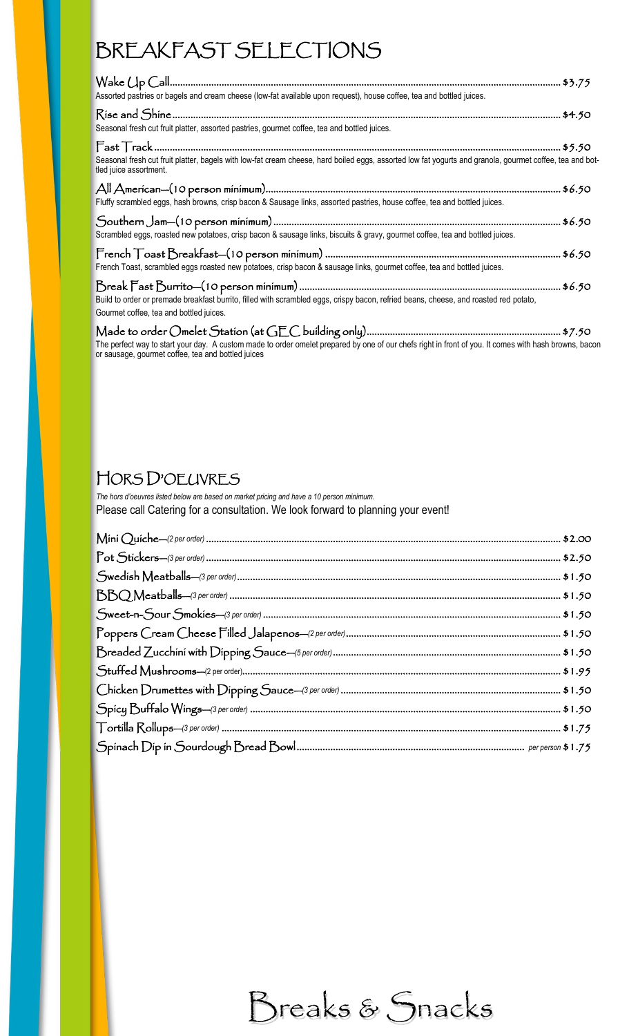# BREAKFAST SELECTIONS

**Wake Up Call** ........ $3.75
Assorted pastries or bagels and cream cheese (low-fat available upon request), house coffee, tea and bottled juices.

**Rise and Shine** ........ $4.50
Seasonal fresh cut fruit platter, assorted pastries, gourmet coffee, tea and bottled juices.

**Fast Track** ........ $5.50
Seasonal fresh cut fruit platter, bagels with low-fat cream cheese, hard boiled eggs, assorted low fat yogurts and granola, gourmet coffee, tea and bottled juice assortment.

**All American—(10 person minimum)** ........ $6.50
Fluffy scrambled eggs, hash browns, crisp bacon & Sausage links, assorted pastries, house coffee, tea and bottled juices.

**Southern Jam—(10 person minimum)** ........ $6.50
Scrambled eggs, roasted new potatoes, crisp bacon & sausage links, biscuits & gravy, gourmet coffee, tea and bottled juices.

**French Toast Breakfast—(10 person minimum)** ........ $6.50
French Toast, scrambled eggs roasted new potatoes, crisp bacon & sausage links, gourmet coffee, tea and bottled juices.

**Break Fast Burrito—(10 person minimum)** ........ $6.50
Build to order or premade breakfast burrito, filled with scrambled eggs, crispy bacon, refried beans, cheese, and roasted red potato,
Gourmet coffee, tea and bottled juices.

**Made to order Omelet Station (at GEC building only)** ........ $7.50
The perfect way to start your day. A custom made to order omelet prepared by one of our chefs right in front of you. It comes with hash browns, bacon or sausage, gourmet coffee, tea and bottled juices

# HORS D'OEUVRES

*The hors d'oeuvres listed below are based on market pricing and have a 10 person minimum.*
Please call Catering for a consultation. We look forward to planning your event!

| Item | Price |
|---|---|
| Mini Quiche—*(2 per order)* | $2.00 |
| Pot Stickers—*(3 per order)* | $2.50 |
| Swedish Meatballs—*(3 per order)* | $1.50 |
| BBQ Meatballs—*(3 per order)* | $1.50 |
| Sweet-n-Sour Smokies—*(3 per order)* | $1.50 |
| Poppers Cream Cheese Filled Jalapenos—*(2 per order)* | $1.50 |
| Breaded Zucchini with Dipping Sauce—*(5 per order)* | $1.50 |
| Stuffed Mushrooms—(2 per order) | $1.95 |
| Chicken Drumettes with Dipping Sauce—*(3 per order)* | $1.50 |
| Spicy Buffalo Wings—*(3 per order)* | $1.50 |
| Tortilla Rollups—*(3 per order)* | $1.75 |
| Spinach Dip in Sourdough Bread Bowl | *per person* $1.75 |

Breaks & Snacks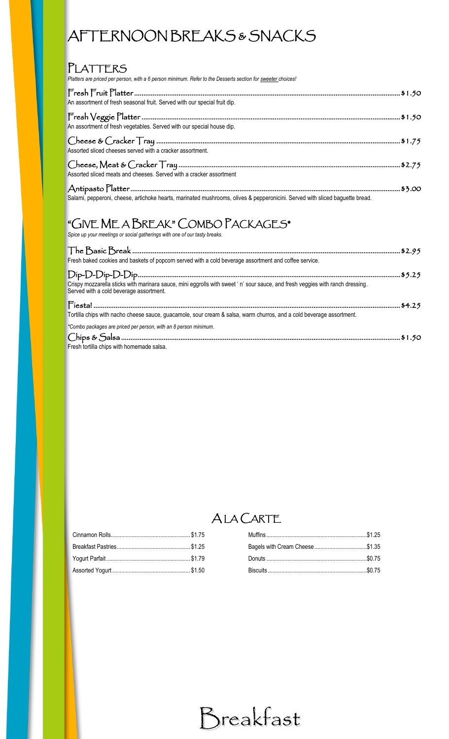# AFTERNOON BREAKS & SNACKS

## PLATTERS

*Platters are priced per person, with a 6 person minimum. Refer to the Desserts section for sweeter choices!*

**Fresh Fruit Platter** .......... $1.50
An assortment of fresh seasonal fruit. Served with our special fruit dip.

**Fresh Veggie Platter** .......... $1.50
An assortment of fresh vegetables. Served with our special house dip.

**Cheese & Cracker Tray** .......... $1.75
Assorted sliced cheeses served with a cracker assortment.

**Cheese, Meat & Cracker Tray** .......... $2.75
Assorted sliced meats and cheeses. Served with a cracker assortment

**Antipasto Platter** .......... $3.00
Salami, pepperoni, cheese, artichoke hearts, marinated mushrooms, olives & pepperonicini. Served with sliced baguette bread.

## "GIVE ME A BREAK" COMBO PACKAGES*

*Spice up your meetings or social gatherings with one of our tasty breaks.*

**The Basic Break** .......... $2.95
Fresh baked cookies and baskets of popcorn served with a cold beverage assortment and coffee service.

**Dip-D-Dip-D-Dip** .......... $5.25
Crispy mozzarella sticks with marinara sauce, mini eggrolls with sweet ' n' sour sauce, and fresh veggies with ranch dressing. Served with a cold beverage assortment.

**Fiesta!** .......... $4.25
Tortilla chips with nacho cheese sauce, guacamole, sour cream & salsa, warm churros, and a cold beverage assortment.

*\*Combo packages are priced per person, with an 8 person minimum.*

**Chips & Salsa** .......... $1.50
Fresh tortilla chips with homemade salsa.

## A LA CARTE

Cinnamon Rolls .......... $1.75
Breakfast Pastries .......... $1.25
Yogurt Parfait .......... $1.79
Assorted Yogurt .......... $1.50
Muffins .......... $1.25
Bagels with Cream Cheese .......... $1.35
Donuts .......... $0.75
Biscuits .......... $0.75

# Breakfast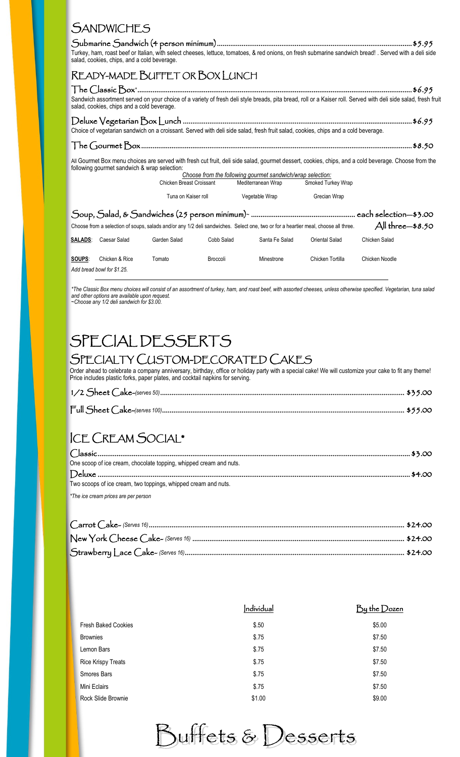# Sandwiches

**Submarine Sandwich (4 person minimum)**..........$5.95

Turkey, ham, roast beef or Italian, with select cheeses, lettuce, tomatoes, & red onions, on fresh submarine sandwich bread! . Served with a deli side salad, cookies, chips, and a cold beverage.

## Ready-Made Buffet or Box Lunch

**The Classic Box***..........$6.95

Sandwich assortment served on your choice of a variety of fresh deli style breads, pita bread, roll or a Kaiser roll. Served with deli side salad, fresh fruit salad, cookies, chips and a cold beverage.

**Deluxe Vegetarian Box Lunch**..........$6.95

Choice of vegetarian sandwich on a croissant. Served with deli side salad, fresh fruit salad, cookies, chips and a cold beverage.

**The Gourmet Box**..........$8.50

All Gourmet Box menu choices are served with fresh cut fruit, deli side salad, gourmet dessert, cookies, chips, and a cold beverage. Choose from the following gourmet sandwich & wrap selection:

*Choose from the following gourmet sandwich/wrap selection:*

| | | |
|---|---|---|
| Chicken Breast Croissant | Mediterranean Wrap | Smoked Turkey Wrap |
| Tuna on Kaiser roll | Vegetable Wrap | Grecian Wrap |

**Soup, Salad, & Sandwiches (25 person minimum)~**.......... each selection—$3.00

Choose from a selection of soups, salads and/or any 1/2 deli sandwiches. Select one, two or for a heartier meal, choose all three. All three—$8.50

| | | | | | | |
|---|---|---|---|---|---|---|
| **SALADS**: | Caesar Salad | Garden Salad | Cobb Salad | Santa Fe Salad | Oriental Salad | Chicken Salad |
| **SOUPS**: | Chicken & Rice | Tomato | Broccoli | Minestrone | Chicken Tortilla | Chicken Noodle |

*Add bread bowl for $1.25.*

*\*The Classic Box menu choices will consist of an assortment of turkey, ham, and roast beef, with assorted cheeses, unless otherwise specified. Vegetarian, tuna salad and other options are available upon request.*
*~Choose any 1/2 deli sandwich for $3.00.*

# Special Desserts

## Specialty Custom-Decorated Cakes

Order ahead to celebrate a company anniversary, birthday, office or holiday party with a special cake! We will customize your cake to fit any theme! Price includes plastic forks, paper plates, and cocktail napkins for serving.

**1/2 Sheet Cake**-*(serves 50)*..........$35.00

**Full Sheet Cake**-*(serves 100)*..........$55.00

## Ice Cream Social*

**Classic**..........$3.00

One scoop of ice cream, chocolate topping, whipped cream and nuts.

**Deluxe**..........$4.00

Two scoops of ice cream, two toppings, whipped cream and nuts.

*\*The ice cream prices are per person*

**Carrot Cake**- *(Serves 16)*..........$24.00

**New York Cheese Cake**- *(Serves 16)*..........$24.00

**Strawberry Lace Cake**- *(Serves 16)*..........$24.00

| | Individual | By the Dozen |
|---|---|---|
| Fresh Baked Cookies | $.50 | $5.00 |
| Brownies | $.75 | $7.50 |
| Lemon Bars | $.75 | $7.50 |
| Rice Krispy Treats | $.75 | $7.50 |
| Smores Bars | $.75 | $7.50 |
| Mini Eclairs | $.75 | $7.50 |
| Rock Slide Brownie | $1.00 | $9.00 |

# Buffets & Desserts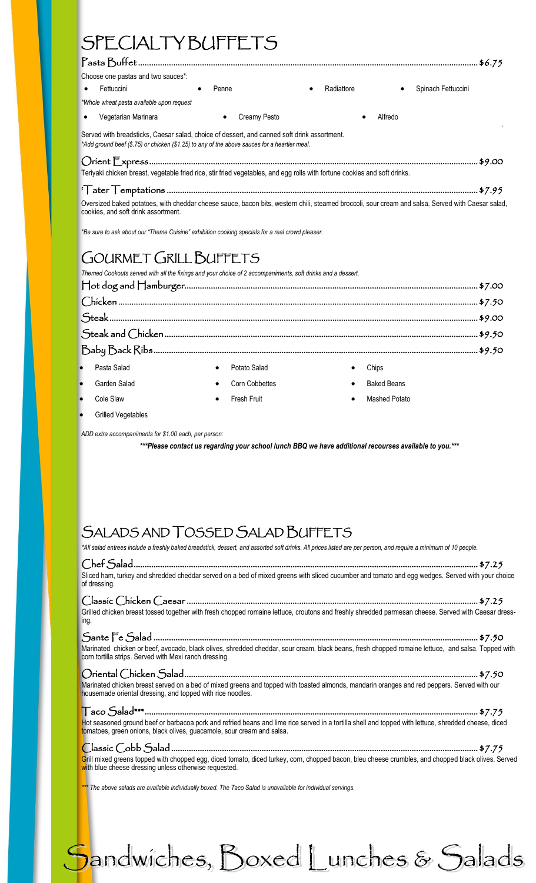# SPECIALTY BUFFETS

**Pasta Buffet** .......................................................... $6.75

Choose one pastas and two sauces*:

- Fettuccini
- Penne
- Radiattore
- Spinach Fettuccini

*Whole wheat pasta available upon request*

- Vegetarian Marinara
- Creamy Pesto
- Alfredo

Served with breadsticks, Caesar salad, choice of dessert, and canned soft drink assortment.
*\*Add ground beef ($.75) or chicken ($1.25) to any of the above sauces for a heartier meal.*

**Orient Express** .......................................................... $9.00

Teriyaki chicken breast, vegetable fried rice, stir fried vegetables, and egg rolls with fortune cookies and soft drinks.

**'Tater Temptations** .......................................................... $7.95

Oversized baked potatoes, with cheddar cheese sauce, bacon bits, western chili, steamed broccoli, sour cream and salsa. Served with Caesar salad, cookies, and soft drink assortment.

*\*Be sure to ask about our "Theme Cuisine" exhibition cooking specials for a real crowd pleaser.*

# GOURMET GRILL BUFFETS

*Themed Cookouts served with all the fixings and your choice of 2 accompaniments, soft drinks and a dessert.*

**Hot dog and Hamburger** .......................................................... $7.00

**Chicken** .......................................................... $7.50

**Steak** .......................................................... $9.00

**Steak and Chicken** .......................................................... $9.50

**Baby Back Ribs** .......................................................... $9.50

- Pasta Salad
- Potato Salad
- Chips
- Garden Salad
- Corn Cobbettes
- Baked Beans
- Cole Slaw
- Fresh Fruit
- Mashed Potato
- Grilled Vegetables

*ADD extra accompaniments for $1.00 each, per person:*

***\*\*\*Please contact us regarding your school lunch BBQ we have additional recourses available to you.\*\*\****

# SALADS AND TOSSED SALAD BUFFETS

*\*All salad entrees include a freshly baked breadstick, dessert, and assorted soft drinks. All prices listed are per person, and require a minimum of 10 people.*

**Chef Salad** .......................................................... $7.25

Sliced ham, turkey and shredded cheddar served on a bed of mixed greens with sliced cucumber and tomato and egg wedges. Served with your choice of dressing.

**Classic Chicken Caesar** .......................................................... $7.25

Grilled chicken breast tossed together with fresh chopped romaine lettuce, croutons and freshly shredded parmesan cheese. Served with Caesar dressing.

**Sante Fe Salad** .......................................................... $7.50

Marinated chicken or beef, avocado, black olives, shredded cheddar, sour cream, black beans, fresh chopped romaine lettuce, and salsa. Topped with corn tortilla strips. Served with Mexi ranch dressing.

**Oriental Chicken Salad** .......................................................... $7.50

Marinated chicken breast served on a bed of mixed greens and topped with toasted almonds, mandarin oranges and red peppers. Served with our housemade oriental dressing, and topped with rice noodles.

**Taco Salad\*\*\*** .......................................................... $7.75

Hot seasoned ground beef or barbacoa pork and refried beans and lime rice served in a tortilla shell and topped with lettuce, shredded cheese, diced tomatoes, green onions, black olives, guacamole, sour cream and salsa.

**Classic Cobb Salad** .......................................................... $7.75

Grill mixed greens topped with chopped egg, diced tomato, diced turkey, corn, chopped bacon, bleu cheese crumbles, and chopped black olives. Served with blue cheese dressing unless otherwise requested.

*\*\*\* The above salads are available individually boxed. The Taco Salad is unavailable for individual servings.*

# Sandwiches, Boxed Lunches & Salads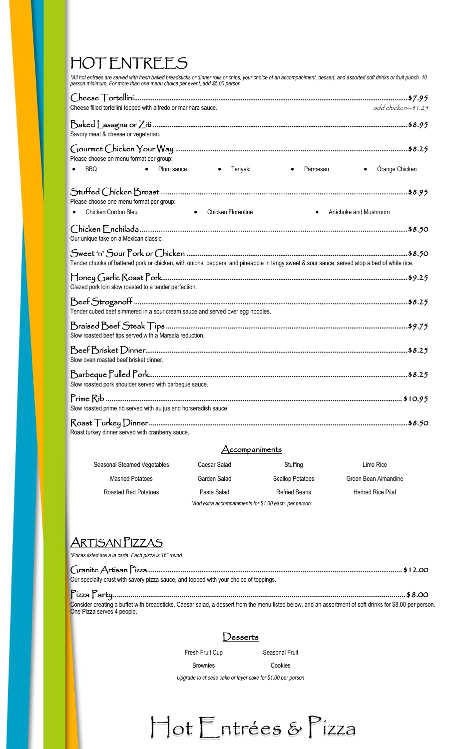# HOT ENTREES

*\*All hot entrees are served with fresh baked breadsticks or dinner rolls or chips, your choice of an accompaniment, dessert, and assorted soft drinks or fruit punch. 10 person minimum. For more than one menu choice per event, add $5.00 person.*

**Cheese Tortellini** .................................................................................................... $7.95
Cheese filled tortellini topped with alfredo or marinara sauce. *add chicken—$1.25*

**Baked Lasagna or Ziti** .................................................................................................... $8.95
Savory meat & cheese or vegetarian.

**Gourmet Chicken Your Way** .................................................................................................... $8.25
Please choose on menu format per group:

- BBQ
- Plum sauce
- Teriyaki
- Parmesan
- Orange Chicken

**Stuffed Chicken Breast** .................................................................................................... $8.95
Please choose one menu format per group:

- Chicken Cordon Bleu
- Chicken Florentine
- Artichoke and Mushroom

**Chicken Enchilada** .................................................................................................... $8.50
Our unique take on a Mexican classic.

**Sweet 'n' Sour Pork or Chicken** .................................................................................................... $8.50
Tender chunks of battered pork or chicken, with onions, peppers, and pineapple in tangy sweet & sour sauce, served atop a bed of white rice.

**Honey Garlic Roast Pork** .................................................................................................... $9.25
Glazed pork loin slow roasted to a tender perfection.

**Beef Stroganoff** .................................................................................................... $8.25
Tender cubed beef simmered in a sour cream sauce and served over egg noodles.

**Braised Beef Steak Tips** .................................................................................................... $9.75
Slow roasted beef tips served with a Marsala reduction.

**Beef Brisket Dinner** .................................................................................................... $8.25
Slow oven roasted beef brisket dinner.

**Barbeque Pulled Pork** .................................................................................................... $8.25
Slow roasted pork shoulder served with barbeque sauce.

**Prime Rib** .................................................................................................... $10.95
Slow roasted prime rib served with au jus and horseradish sauce.

**Roast Turkey Dinner** .................................................................................................... $8.50
Roast turkey dinner served with cranberry sauce.

## Accompaniments

| | | | |
|---|---|---|---|
| Seasonal Steamed Vegetables | Caesar Salad | Stuffing | Lime Rice |
| Mashed Potatoes | Garden Salad | Scallop Potatoes | Green Bean Almandine |
| Roasted Red Potatoes | Pasta Salad | Refried Beans | Herbed Rice Pilaf |

*\*Add extra accompaniments for $1.00 each, per person.*

# ARTISAN PIZZAS

*\*Prices listed are a la carte. Each pizza is 16" round.*

**Granite Artisan Pizza** .................................................................................................... $12.00
Our specialty crust with savory pizza sauce, and topped with your choice of toppings.

**Pizza Party** .................................................................................................... $8.00
Consider creating a buffet with breadsticks, Caesar salad, a dessert from the menu listed below, and an assortment of soft drinks for $8.00 per person. One Pizza serves 4 people.

## Desserts

| | |
|---|---|
| Fresh Fruit Cup | Seasonal Fruit |
| Brownies | Cookies |

*Upgrade to cheese cake or layer cake for $1.00 per person*

# Hot Entrées & Pizza